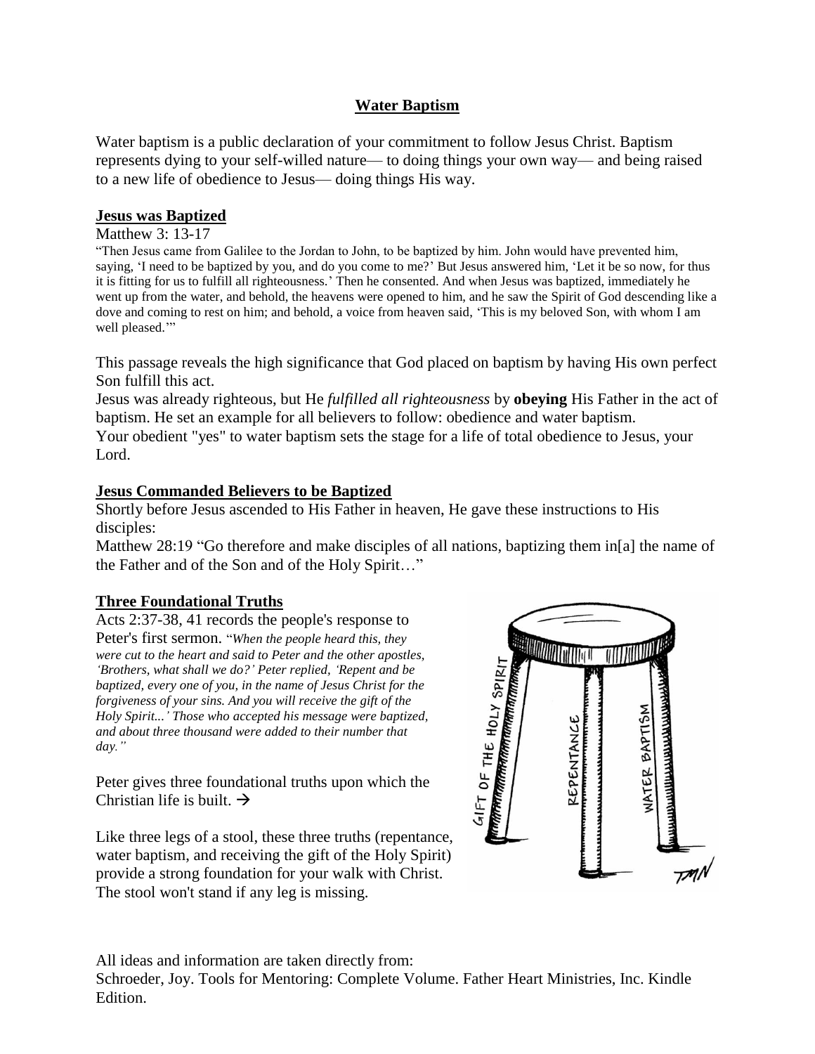## Water Baptism

Water baptism is a public declaration of your commitment to follow Jesus Christ. Baptism represents dying to your self-willed nature— to doing things your own way— and being raised to a new life of obedience to Jesus— doing things His way.

### Jesus was Baptized

Matthew 3: 13-17

"Then Jesus came from Galilee to the Jordan to John, to be baptized by him. John would have prevented him, saying, 'I need to be baptized by you, and do you come to me?' But Jesus answered him, 'Let it be so now, for thus it is fitting for us to fulfill all righteousness.' Then he consented. And when Jesus was baptized, immediately he went up from the water, and behold, the heavens were opened to him, and he saw the Spirit of God descending like a dove and coming to rest on him; and behold, a voice from heaven said, 'This is my beloved Son, with whom I am well pleased.'"

This passage reveals the high significance that God placed on baptism by having His own perfect Son fulfill this act.

Jesus was already righteous, but He *fulfilled all righteousness* by **obeying** His Father in the act of baptism. He set an example for all believers to follow: obedience and water baptism.

Your obedient "yes" to water baptism sets the stage for a life of total obedience to Jesus, your Lord.

### Jesus Commanded Believers to be Baptized

Shortly before Jesus ascended to His Father in heaven, He gave these instructions to His disciples:

Matthew 28:19 "Go therefore and make disciples of all nations, baptizing them in[a] the name of the Father and of the Son and of the Holy Spirit…"

### Three Foundational Truths

Acts 2:37-38, 41 records the people's response to Peter's first sermon. "*When the people heard this, they were cut to the heart and said to Peter and the other apostles, 'Brothers, what shall we do?' Peter replied, 'Repent and be baptized, every one of you, in the name of Jesus Christ for the forgiveness of your sins. And you will receive the gift of the Holy Spirit...' Those who accepted his message were baptized, and about three thousand were added to their number that day.*"

Peter gives three foundational truths upon which the Christian life is built. →

Like three legs of a stool, these three truths (repentance, water baptism, and receiving the gift of the Holy Spirit) provide a strong foundation for your walk with Christ. The stool won't stand if any leg is missing.

All ideas and information are taken directly from:
Schroeder, Joy. Tools for Mentoring: Complete Volume. Father Heart Ministries, Inc. Kindle Edition.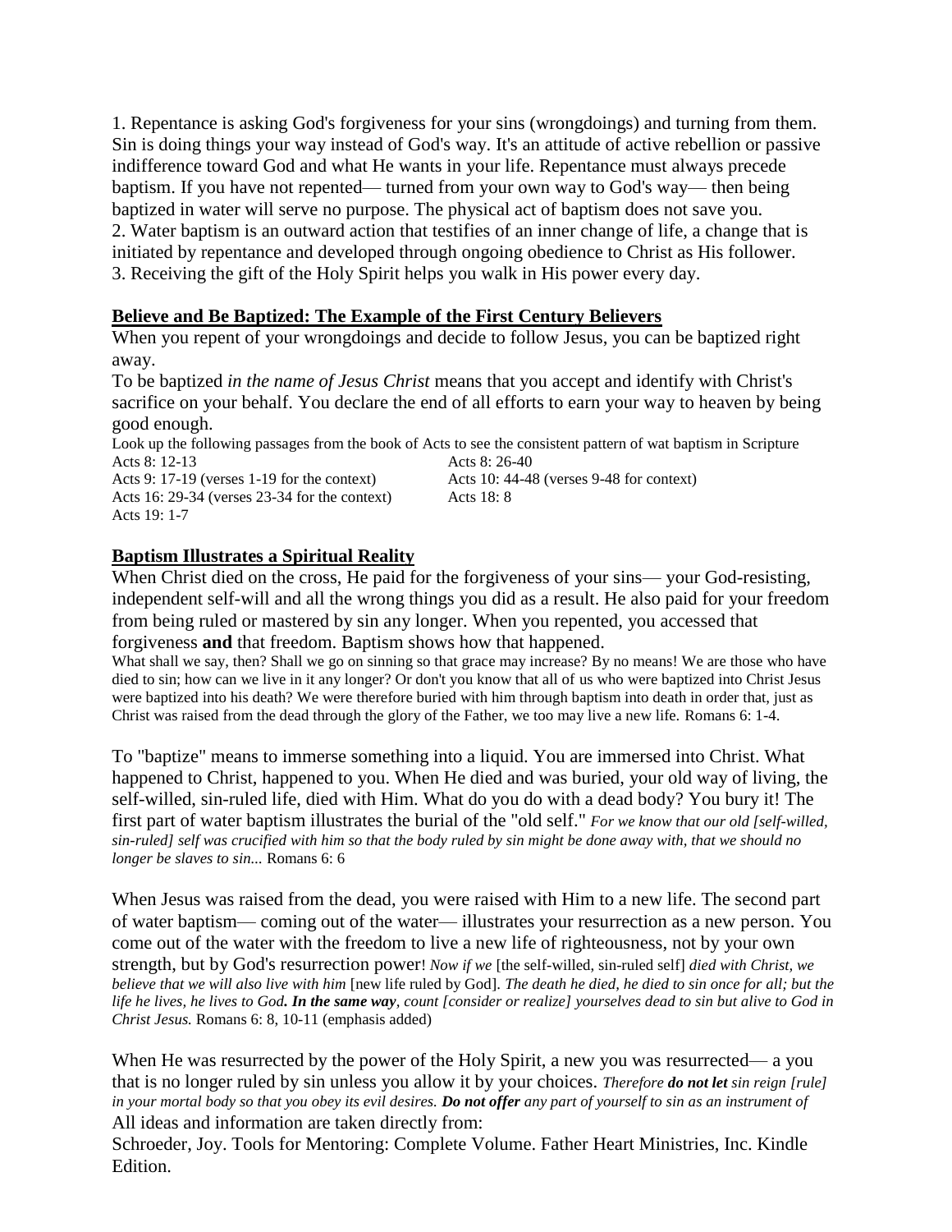1. Repentance is asking God's forgiveness for your sins (wrongdoings) and turning from them. Sin is doing things your way instead of God's way. It's an attitude of active rebellion or passive indifference toward God and what He wants in your life. Repentance must always precede baptism. If you have not repented— turned from your own way to God's way— then being baptized in water will serve no purpose. The physical act of baptism does not save you.
2. Water baptism is an outward action that testifies of an inner change of life, a change that is initiated by repentance and developed through ongoing obedience to Christ as His follower.
3. Receiving the gift of the Holy Spirit helps you walk in His power every day.

## Believe and Be Baptized: The Example of the First Century Believers

When you repent of your wrongdoings and decide to follow Jesus, you can be baptized right away.

To be baptized *in the name of Jesus Christ* means that you accept and identify with Christ's sacrifice on your behalf. You declare the end of all efforts to earn your way to heaven by being good enough.

Look up the following passages from the book of Acts to see the consistent pattern of wat baptism in Scripture

- Acts 8: 12-13
- Acts 8: 26-40
- Acts 9: 17-19 (verses 1-19 for the context)
- Acts 10: 44-48 (verses 9-48 for context)
- Acts 16: 29-34 (verses 23-34 for the context)
- Acts 18: 8
- Acts 19: 1-7

## Baptism Illustrates a Spiritual Reality

When Christ died on the cross, He paid for the forgiveness of your sins— your God-resisting, independent self-will and all the wrong things you did as a result. He also paid for your freedom from being ruled or mastered by sin any longer. When you repented, you accessed that forgiveness **and** that freedom. Baptism shows how that happened.

What shall we say, then? Shall we go on sinning so that grace may increase? By no means! We are those who have died to sin; how can we live in it any longer? Or don't you know that all of us who were baptized into Christ Jesus were baptized into his death? We were therefore buried with him through baptism into death in order that, just as Christ was raised from the dead through the glory of the Father, we too may live a new life. Romans 6: 1-4.

To "baptize" means to immerse something into a liquid. You are immersed into Christ. What happened to Christ, happened to you. When He died and was buried, your old way of living, the self-willed, sin-ruled life, died with Him. What do you do with a dead body? You bury it! The first part of water baptism illustrates the burial of the "old self." *For we know that our old [self-willed, sin-ruled] self was crucified with him so that the body ruled by sin might be done away with, that we should no longer be slaves to sin...* Romans 6: 6

When Jesus was raised from the dead, you were raised with Him to a new life. The second part of water baptism— coming out of the water— illustrates your resurrection as a new person. You come out of the water with the freedom to live a new life of righteousness, not by your own strength, but by God's resurrection power! *Now if we* [the self-willed, sin-ruled self] *died with Christ, we believe that we will also live with him* [new life ruled by God]. *The death he died, he died to sin once for all; but the life he lives, he lives to God**. In the same way**, count [consider or realize] yourselves dead to sin but alive to God in Christ Jesus.* Romans 6: 8, 10-11 (emphasis added)

When He was resurrected by the power of the Holy Spirit, a new you was resurrected— a you that is no longer ruled by sin unless you allow it by your choices. *Therefore **do not let** sin reign [rule] in your mortal body so that you obey its evil desires. **Do not offer** any part of yourself to sin as an instrument of*

All ideas and information are taken directly from:
Schroeder, Joy. Tools for Mentoring: Complete Volume. Father Heart Ministries, Inc. Kindle Edition.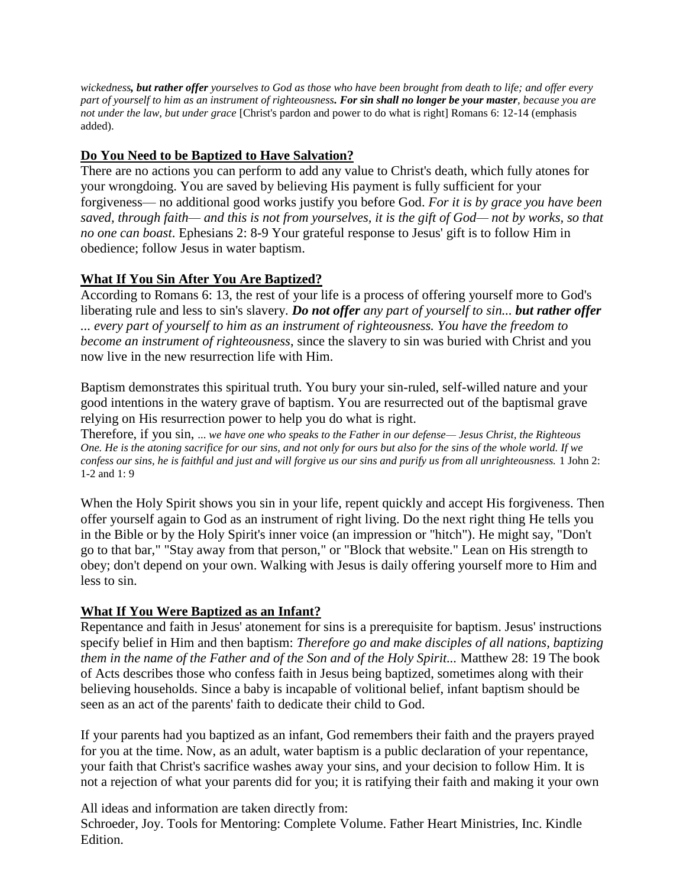*wickedness****, but rather offer*** *yourselves to God as those who have been brought from death to life; and offer every part of yourself to him as an instrument of righteousness****. For sin shall no longer be your master****, because you are not under the law, but under grace* [Christ's pardon and power to do what is right] Romans 6: 12-14 (emphasis added).

## **Do You Need to be Baptized to Have Salvation?**

There are no actions you can perform to add any value to Christ's death, which fully atones for your wrongdoing. You are saved by believing His payment is fully sufficient for your forgiveness— no additional good works justify you before God. *For it is by grace you have been saved, through faith— and this is not from yourselves, it is the gift of God— not by works, so that no one can boast*. Ephesians 2: 8-9 Your grateful response to Jesus' gift is to follow Him in obedience; follow Jesus in water baptism.

## **What If You Sin After You Are Baptized?**

According to Romans 6: 13, the rest of your life is a process of offering yourself more to God's liberating rule and less to sin's slavery. ***Do not offer*** *any part of yourself to sin...* ***but rather offer*** *... every part of yourself to him as an instrument of righteousness. You have the freedom to become an instrument of righteousness*, since the slavery to sin was buried with Christ and you now live in the new resurrection life with Him.

Baptism demonstrates this spiritual truth. You bury your sin-ruled, self-willed nature and your good intentions in the watery grave of baptism. You are resurrected out of the baptismal grave relying on His resurrection power to help you do what is right.

Therefore, if you sin, *... we have one who speaks to the Father in our defense— Jesus Christ, the Righteous One. He is the atoning sacrifice for our sins, and not only for ours but also for the sins of the whole world. If we confess our sins, he is faithful and just and will forgive us our sins and purify us from all unrighteousness.* 1 John 2: 1-2 and 1: 9

When the Holy Spirit shows you sin in your life, repent quickly and accept His forgiveness. Then offer yourself again to God as an instrument of right living. Do the next right thing He tells you in the Bible or by the Holy Spirit's inner voice (an impression or "hitch"). He might say, "Don't go to that bar," "Stay away from that person," or "Block that website." Lean on His strength to obey; don't depend on your own. Walking with Jesus is daily offering yourself more to Him and less to sin.

## **What If You Were Baptized as an Infant?**

Repentance and faith in Jesus' atonement for sins is a prerequisite for baptism. Jesus' instructions specify belief in Him and then baptism: *Therefore go and make disciples of all nations, baptizing them in the name of the Father and of the Son and of the Holy Spirit...* Matthew 28: 19 The book of Acts describes those who confess faith in Jesus being baptized, sometimes along with their believing households. Since a baby is incapable of volitional belief, infant baptism should be seen as an act of the parents' faith to dedicate their child to God.

If your parents had you baptized as an infant, God remembers their faith and the prayers prayed for you at the time. Now, as an adult, water baptism is a public declaration of your repentance, your faith that Christ's sacrifice washes away your sins, and your decision to follow Him. It is not a rejection of what your parents did for you; it is ratifying their faith and making it your own

All ideas and information are taken directly from:
Schroeder, Joy. Tools for Mentoring: Complete Volume. Father Heart Ministries, Inc. Kindle Edition.